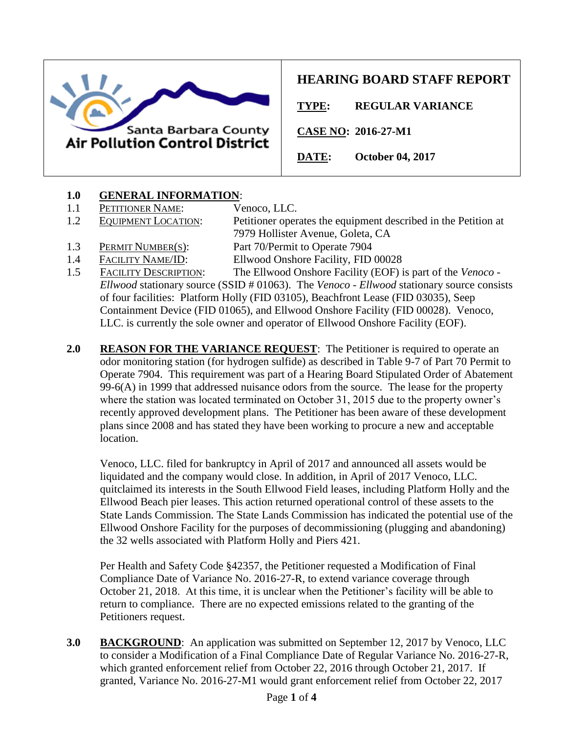Santa Barbara County Air Pollution Control District

# HEARING BOARD STAFF REPORT

**TYPE:** **REGULAR VARIANCE**

**CASE NO:** **2016-27-M1**

**DATE:** **October 04, 2017**

**1.0 GENERAL INFORMATION**:

1.1 PETITIONER NAME: Venoco, LLC.

1.2 EQUIPMENT LOCATION: Petitioner operates the equipment described in the Petition at 7979 Hollister Avenue, Goleta, CA

1.3 PERMIT NUMBER(S): Part 70/Permit to Operate 7904

1.4 FACILITY NAME/ID: Ellwood Onshore Facility, FID 00028

1.5 FACILITY DESCRIPTION: The Ellwood Onshore Facility (EOF) is part of the *Venoco - Ellwood* stationary source (SSID # 01063). The *Venoco - Ellwood* stationary source consists of four facilities: Platform Holly (FID 03105), Beachfront Lease (FID 03035), Seep Containment Device (FID 01065), and Ellwood Onshore Facility (FID 00028). Venoco, LLC. is currently the sole owner and operator of Ellwood Onshore Facility (EOF).

**2.0 REASON FOR THE VARIANCE REQUEST**: The Petitioner is required to operate an odor monitoring station (for hydrogen sulfide) as described in Table 9-7 of Part 70 Permit to Operate 7904. This requirement was part of a Hearing Board Stipulated Order of Abatement 99-6(A) in 1999 that addressed nuisance odors from the source. The lease for the property where the station was located terminated on October 31, 2015 due to the property owner's recently approved development plans. The Petitioner has been aware of these development plans since 2008 and has stated they have been working to procure a new and acceptable location.

Venoco, LLC. filed for bankruptcy in April of 2017 and announced all assets would be liquidated and the company would close. In addition, in April of 2017 Venoco, LLC. quitclaimed its interests in the South Ellwood Field leases, including Platform Holly and the Ellwood Beach pier leases. This action returned operational control of these assets to the State Lands Commission. The State Lands Commission has indicated the potential use of the Ellwood Onshore Facility for the purposes of decommissioning (plugging and abandoning) the 32 wells associated with Platform Holly and Piers 421.

Per Health and Safety Code §42357, the Petitioner requested a Modification of Final Compliance Date of Variance No. 2016-27-R, to extend variance coverage through October 21, 2018. At this time, it is unclear when the Petitioner's facility will be able to return to compliance. There are no expected emissions related to the granting of the Petitioners request.

**3.0 BACKGROUND**: An application was submitted on September 12, 2017 by Venoco, LLC to consider a Modification of a Final Compliance Date of Regular Variance No. 2016-27-R, which granted enforcement relief from October 22, 2016 through October 21, 2017. If granted, Variance No. 2016-27-M1 would grant enforcement relief from October 22, 2017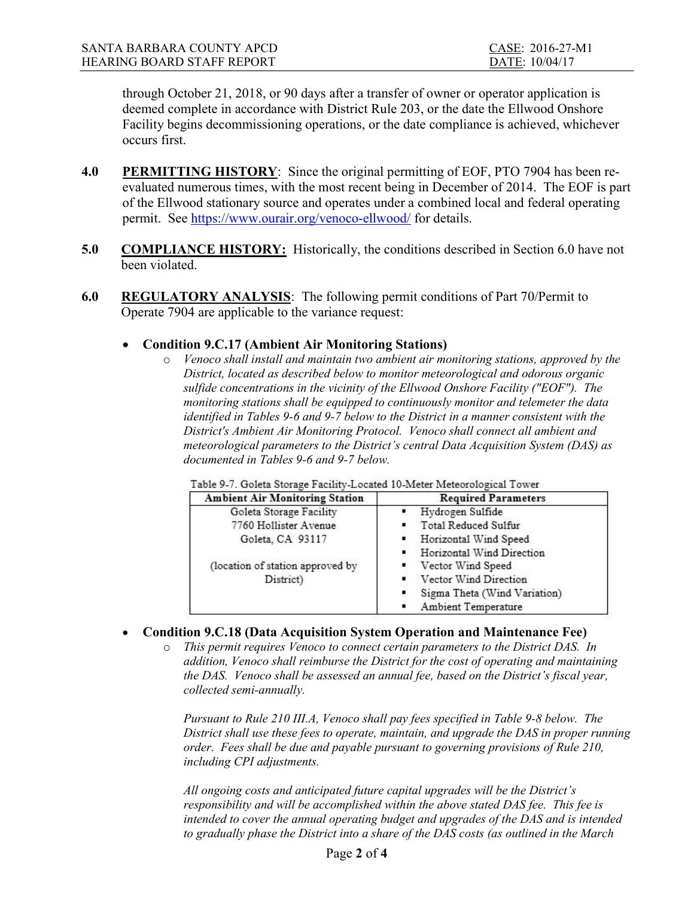through October 21, 2018, or 90 days after a transfer of owner or operator application is deemed complete in accordance with District Rule 203, or the date the Ellwood Onshore Facility begins decommissioning operations, or the date compliance is achieved, whichever occurs first.

**4.0 PERMITTING HISTORY**: Since the original permitting of EOF, PTO 7904 has been re-evaluated numerous times, with the most recent being in December of 2014. The EOF is part of the Ellwood stationary source and operates under a combined local and federal operating permit. See https://www.ourair.org/venoco-ellwood/ for details.

**5.0 COMPLIANCE HISTORY:** Historically, the conditions described in Section 6.0 have not been violated.

**6.0 REGULATORY ANALYSIS**: The following permit conditions of Part 70/Permit to Operate 7904 are applicable to the variance request:

- **Condition 9.C.17 (Ambient Air Monitoring Stations)**
  - *Venoco shall install and maintain two ambient air monitoring stations, approved by the District, located as described below to monitor meteorological and odorous organic sulfide concentrations in the vicinity of the Ellwood Onshore Facility ("EOF"). The monitoring stations shall be equipped to continuously monitor and telemeter the data identified in Tables 9-6 and 9-7 below to the District in a manner consistent with the District's Ambient Air Monitoring Protocol. Venoco shall connect all ambient and meteorological parameters to the District's central Data Acquisition System (DAS) as documented in Tables 9-6 and 9-7 below.*

Table 9-7. Goleta Storage Facility-Located 10-Meter Meteorological Tower

| Ambient Air Monitoring Station | Required Parameters |
|---|---|
| Goleta Storage Facility<br>7760 Hollister Avenue<br>Goleta, CA 93117<br><br>(location of station approved by District) | ▪ Hydrogen Sulfide<br>▪ Total Reduced Sulfur<br>▪ Horizontal Wind Speed<br>▪ Horizontal Wind Direction<br>▪ Vector Wind Speed<br>▪ Vector Wind Direction<br>▪ Sigma Theta (Wind Variation)<br>▪ Ambient Temperature |

- **Condition 9.C.18 (Data Acquisition System Operation and Maintenance Fee)**
  - *This permit requires Venoco to connect certain parameters to the District DAS. In addition, Venoco shall reimburse the District for the cost of operating and maintaining the DAS. Venoco shall be assessed an annual fee, based on the District's fiscal year, collected semi-annually.*

    *Pursuant to Rule 210 III.A, Venoco shall pay fees specified in Table 9-8 below. The District shall use these fees to operate, maintain, and upgrade the DAS in proper running order. Fees shall be due and payable pursuant to governing provisions of Rule 210, including CPI adjustments.*

    *All ongoing costs and anticipated future capital upgrades will be the District's responsibility and will be accomplished within the above stated DAS fee. This fee is intended to cover the annual operating budget and upgrades of the DAS and is intended to gradually phase the District into a share of the DAS costs (as outlined in the March*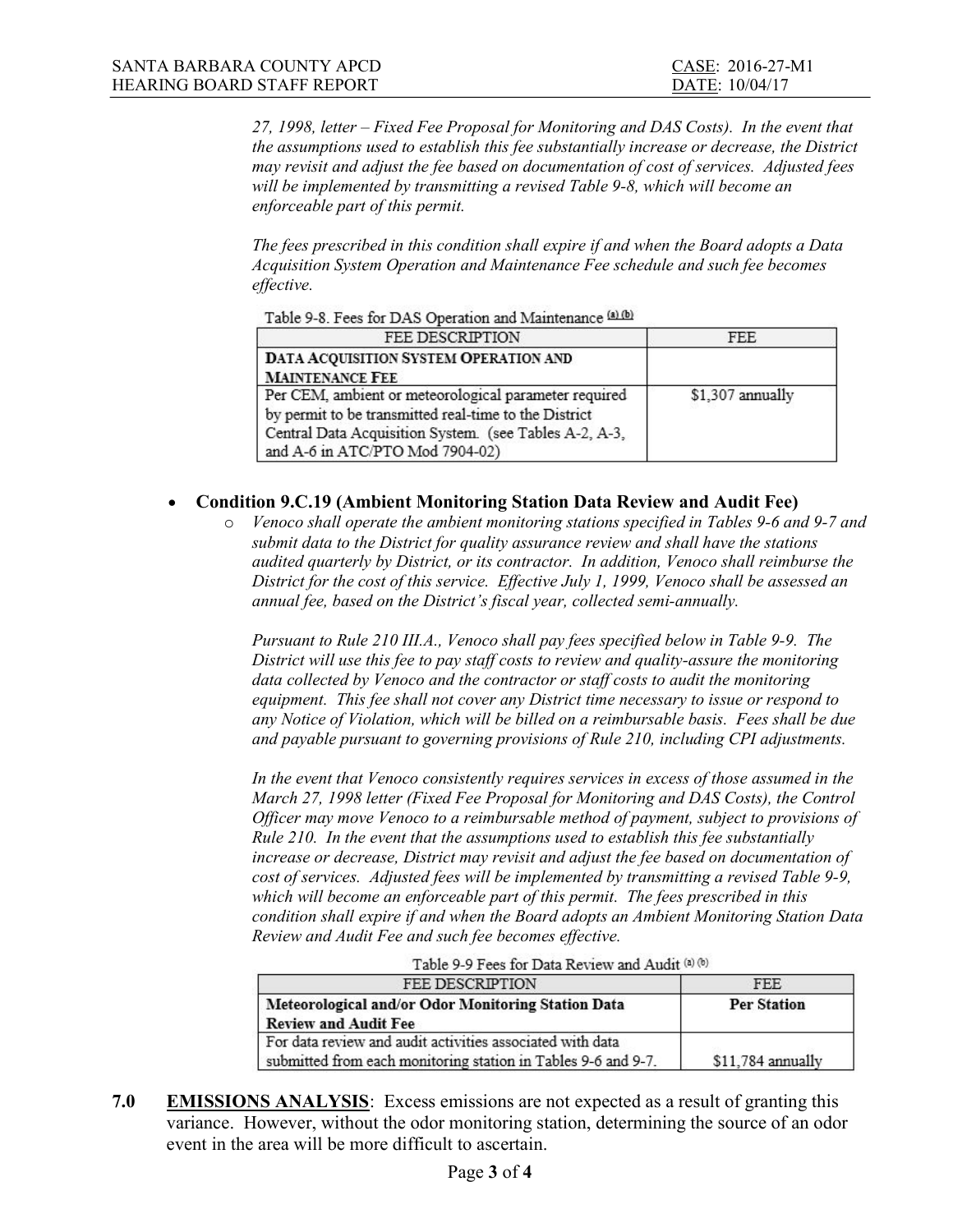*27, 1998, letter – Fixed Fee Proposal for Monitoring and DAS Costs). In the event that the assumptions used to establish this fee substantially increase or decrease, the District may revisit and adjust the fee based on documentation of cost of services. Adjusted fees will be implemented by transmitting a revised Table 9-8, which will become an enforceable part of this permit.*

*The fees prescribed in this condition shall expire if and when the Board adopts a Data Acquisition System Operation and Maintenance Fee schedule and such fee becomes effective.*

Table 9-8. Fees for DAS Operation and Maintenance [(a),(b)]

| FEE DESCRIPTION | FEE |
|---|---|
| **DATA ACQUISITION SYSTEM OPERATION AND MAINTENANCE FEE** | |
| Per CEM, ambient or meteorological parameter required by permit to be transmitted real-time to the District Central Data Acquisition System. (see Tables A-2, A-3, and A-6 in ATC/PTO Mod 7904-02) | $1,307 annually |

- **Condition 9.C.19 (Ambient Monitoring Station Data Review and Audit Fee)**
  - *Venoco shall operate the ambient monitoring stations specified in Tables 9-6 and 9-7 and submit data to the District for quality assurance review and shall have the stations audited quarterly by District, or its contractor. In addition, Venoco shall reimburse the District for the cost of this service. Effective July 1, 1999, Venoco shall be assessed an annual fee, based on the District's fiscal year, collected semi-annually.*

    *Pursuant to Rule 210 III.A., Venoco shall pay fees specified below in Table 9-9. The District will use this fee to pay staff costs to review and quality-assure the monitoring data collected by Venoco and the contractor or staff costs to audit the monitoring equipment. This fee shall not cover any District time necessary to issue or respond to any Notice of Violation, which will be billed on a reimbursable basis. Fees shall be due and payable pursuant to governing provisions of Rule 210, including CPI adjustments.*

    *In the event that Venoco consistently requires services in excess of those assumed in the March 27, 1998 letter (Fixed Fee Proposal for Monitoring and DAS Costs), the Control Officer may move Venoco to a reimbursable method of payment, subject to provisions of Rule 210. In the event that the assumptions used to establish this fee substantially increase or decrease, District may revisit and adjust the fee based on documentation of cost of services. Adjusted fees will be implemented by transmitting a revised Table 9-9, which will become an enforceable part of this permit. The fees prescribed in this condition shall expire if and when the Board adopts an Ambient Monitoring Station Data Review and Audit Fee and such fee becomes effective.*

Table 9-9 Fees for Data Review and Audit [(a) (b)]

| FEE DESCRIPTION | FEE |
|---|---|
| **Meteorological and/or Odor Monitoring Station Data Review and Audit Fee** | **Per Station** |
| For data review and audit activities associated with data submitted from each monitoring station in Tables 9-6 and 9-7. | $11,784 annually |

**7.0 <u>EMISSIONS ANALYSIS</u>**: Excess emissions are not expected as a result of granting this variance. However, without the odor monitoring station, determining the source of an odor event in the area will be more difficult to ascertain.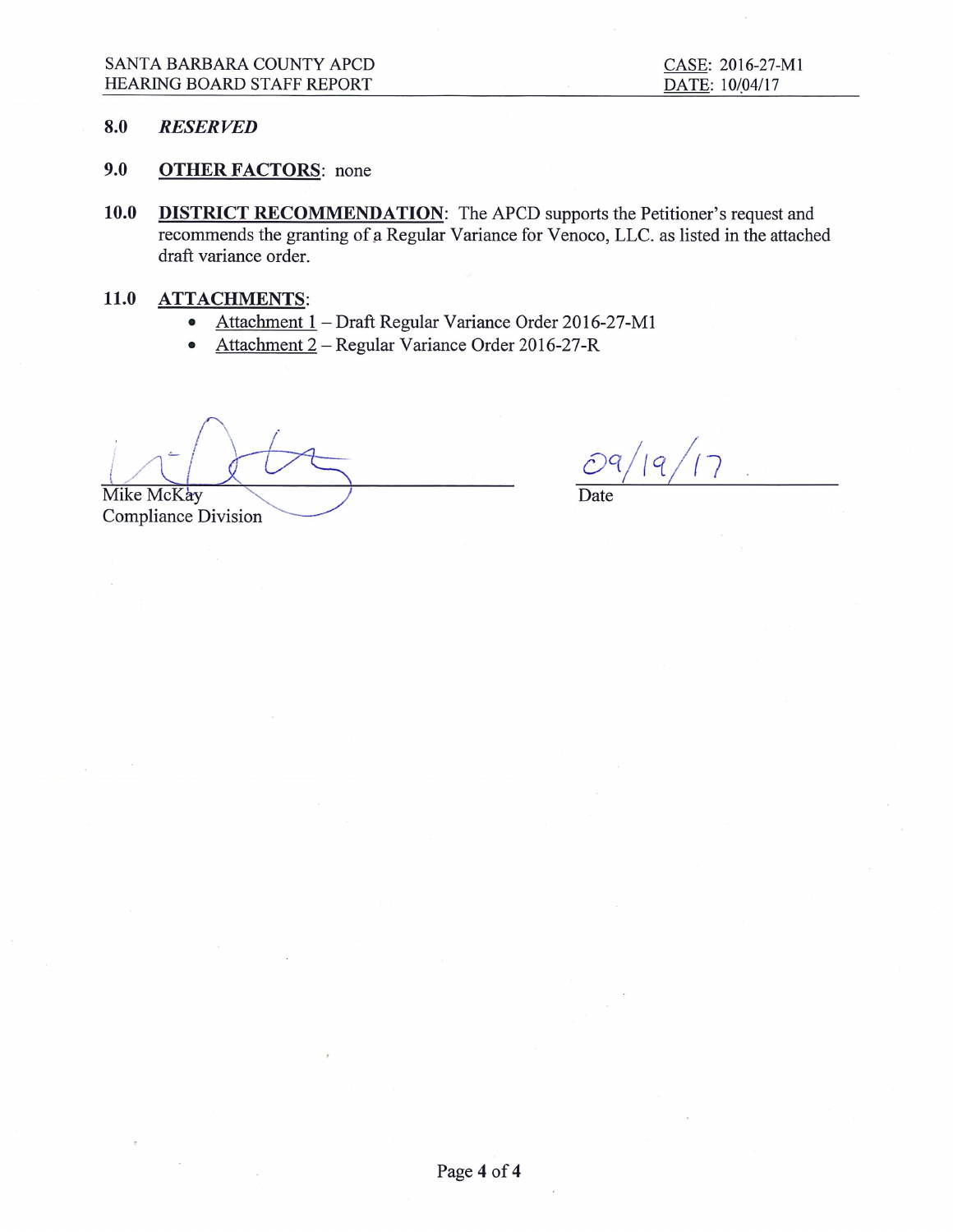## 8.0 *RESERVED*

## 9.0 **OTHER FACTORS**: none

## 10.0 **DISTRICT RECOMMENDATION**: The APCD supports the Petitioner's request and recommends the granting of a Regular Variance for Venoco, LLC. as listed in the attached draft variance order.

## 11.0 **ATTACHMENTS**:

- Attachment 1 – Draft Regular Variance Order 2016-27-M1
- Attachment 2 – Regular Variance Order 2016-27-R

Mike McKay
Compliance Division

09/19/17
Date